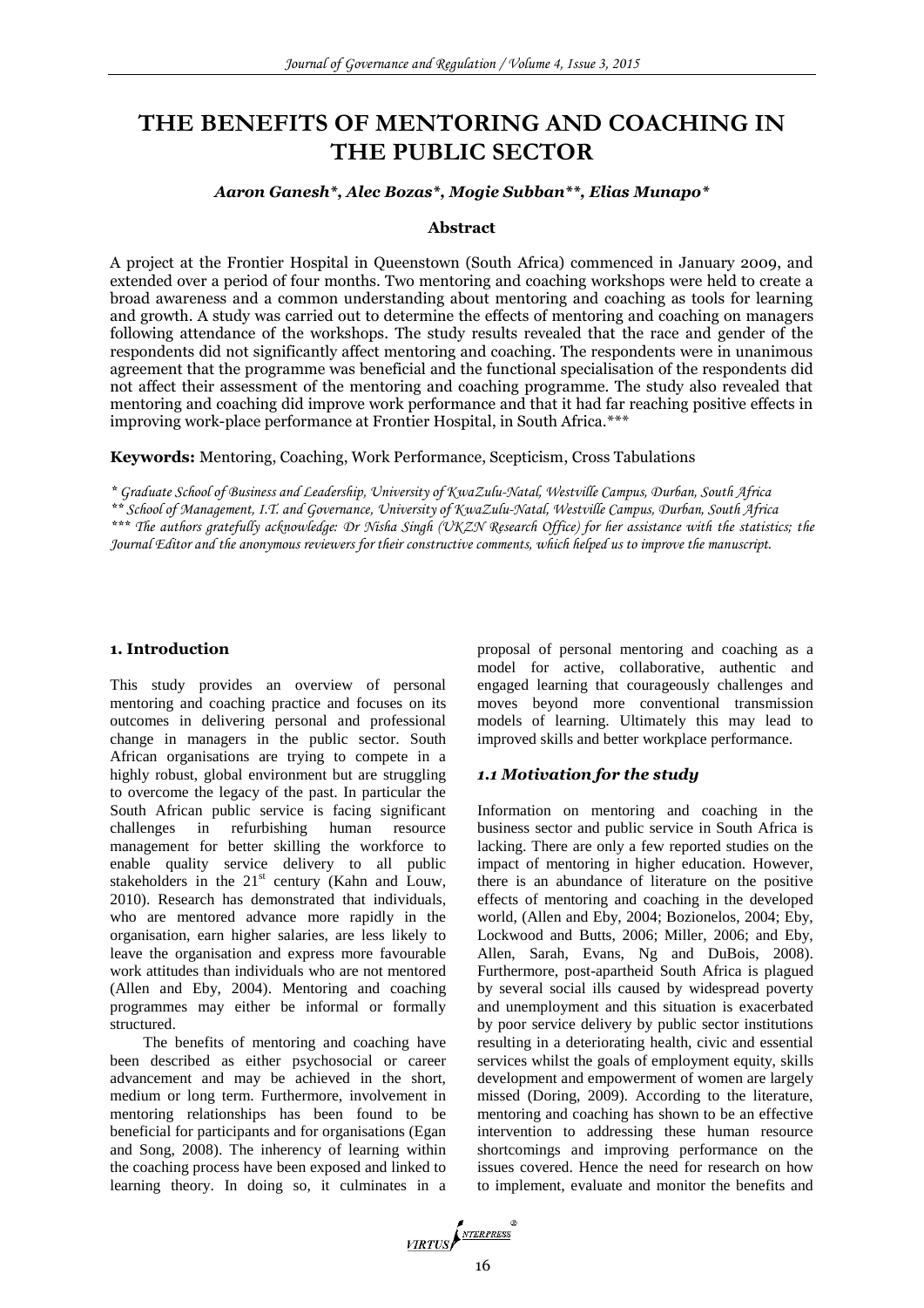# THE BENEFITS OF MENTORING AND COACHING IN THE PUBLIC SECTOR

***Aaron Ganesh\*, Alec Bozas\*, Mogie Subban\*\*, Elias Munapo\****

**Abstract**

A project at the Frontier Hospital in Queenstown (South Africa) commenced in January 2009, and extended over a period of four months. Two mentoring and coaching workshops were held to create a broad awareness and a common understanding about mentoring and coaching as tools for learning and growth. A study was carried out to determine the effects of mentoring and coaching on managers following attendance of the workshops. The study results revealed that the race and gender of the respondents did not significantly affect mentoring and coaching. The respondents were in unanimous agreement that the programme was beneficial and the functional specialisation of the respondents did not affect their assessment of the mentoring and coaching programme. The study also revealed that mentoring and coaching did improve work performance and that it had far reaching positive effects in improving work-place performance at Frontier Hospital, in South Africa.\*\*\*

**Keywords:** Mentoring, Coaching, Work Performance, Scepticism, Cross Tabulations

*\* Graduate School of Business and Leadership, University of KwaZulu-Natal, Westville Campus, Durban, South Africa*
*\*\* School of Management, I.T. and Governance, University of KwaZulu-Natal, Westville Campus, Durban, South Africa*
*\*\*\* The authors gratefully acknowledge: Dr Nisha Singh (UKZN Research Office) for her assistance with the statistics; the Journal Editor and the anonymous reviewers for their constructive comments, which helped us to improve the manuscript.*

## 1. Introduction

This study provides an overview of personal mentoring and coaching practice and focuses on its outcomes in delivering personal and professional change in managers in the public sector. South African organisations are trying to compete in a highly robust, global environment but are struggling to overcome the legacy of the past. In particular the South African public service is facing significant challenges in refurbishing human resource management for better skilling the workforce to enable quality service delivery to all public stakeholders in the 21st century (Kahn and Louw, 2010). Research has demonstrated that individuals, who are mentored advance more rapidly in the organisation, earn higher salaries, are less likely to leave the organisation and express more favourable work attitudes than individuals who are not mentored (Allen and Eby, 2004). Mentoring and coaching programmes may either be informal or formally structured.

The benefits of mentoring and coaching have been described as either psychosocial or career advancement and may be achieved in the short, medium or long term. Furthermore, involvement in mentoring relationships has been found to be beneficial for participants and for organisations (Egan and Song, 2008). The inherency of learning within the coaching process have been exposed and linked to learning theory. In doing so, it culminates in a proposal of personal mentoring and coaching as a model for active, collaborative, authentic and engaged learning that courageously challenges and moves beyond more conventional transmission models of learning. Ultimately this may lead to improved skills and better workplace performance.

### *1.1 Motivation for the study*

Information on mentoring and coaching in the business sector and public service in South Africa is lacking. There are only a few reported studies on the impact of mentoring in higher education. However, there is an abundance of literature on the positive effects of mentoring and coaching in the developed world, (Allen and Eby, 2004; Bozionelos, 2004; Eby, Lockwood and Butts, 2006; Miller, 2006; and Eby, Allen, Sarah, Evans, Ng and DuBois, 2008). Furthermore, post-apartheid South Africa is plagued by several social ills caused by widespread poverty and unemployment and this situation is exacerbated by poor service delivery by public sector institutions resulting in a deteriorating health, civic and essential services whilst the goals of employment equity, skills development and empowerment of women are largely missed (Doring, 2009). According to the literature, mentoring and coaching has shown to be an effective intervention to addressing these human resource shortcomings and improving performance on the issues covered. Hence the need for research on how to implement, evaluate and monitor the benefits and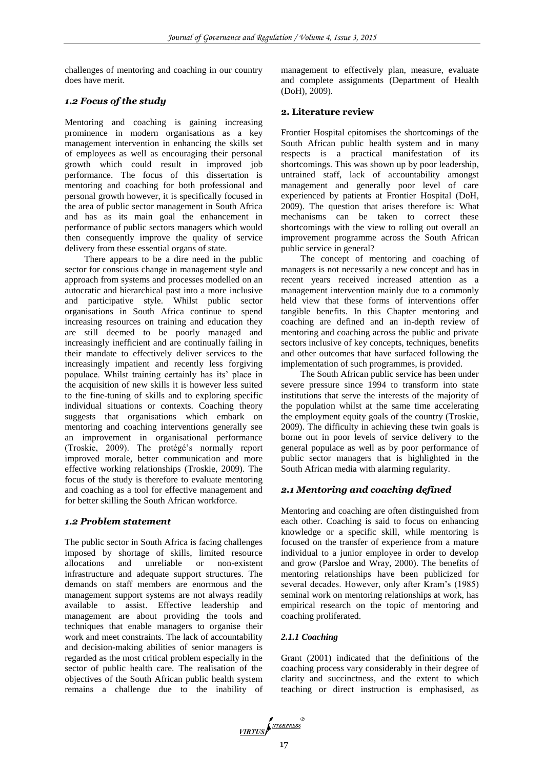challenges of mentoring and coaching in our country does have merit.

### *1.2 Focus of the study*

Mentoring and coaching is gaining increasing prominence in modern organisations as a key management intervention in enhancing the skills set of employees as well as encouraging their personal growth which could result in improved job performance. The focus of this dissertation is mentoring and coaching for both professional and personal growth however, it is specifically focused in the area of public sector management in South Africa and has as its main goal the enhancement in performance of public sectors managers which would then consequently improve the quality of service delivery from these essential organs of state.

There appears to be a dire need in the public sector for conscious change in management style and approach from systems and processes modelled on an autocratic and hierarchical past into a more inclusive and participative style. Whilst public sector organisations in South Africa continue to spend increasing resources on training and education they are still deemed to be poorly managed and increasingly inefficient and are continually failing in their mandate to effectively deliver services to the increasingly impatient and recently less forgiving populace. Whilst training certainly has its' place in the acquisition of new skills it is however less suited to the fine-tuning of skills and to exploring specific individual situations or contexts. Coaching theory suggests that organisations which embark on mentoring and coaching interventions generally see an improvement in organisational performance (Troskie, 2009). The protégé's normally report improved morale, better communication and more effective working relationships (Troskie, 2009). The focus of the study is therefore to evaluate mentoring and coaching as a tool for effective management and for better skilling the South African workforce.

### *1.2 Problem statement*

The public sector in South Africa is facing challenges imposed by shortage of skills, limited resource allocations and unreliable or non-existent infrastructure and adequate support structures. The demands on staff members are enormous and the management support systems are not always readily available to assist. Effective leadership and management are about providing the tools and techniques that enable managers to organise their work and meet constraints. The lack of accountability and decision-making abilities of senior managers is regarded as the most critical problem especially in the sector of public health care. The realisation of the objectives of the South African public health system remains a challenge due to the inability of management to effectively plan, measure, evaluate and complete assignments (Department of Health (DoH), 2009).

## **2. Literature review**

Frontier Hospital epitomises the shortcomings of the South African public health system and in many respects is a practical manifestation of its shortcomings. This was shown up by poor leadership, untrained staff, lack of accountability amongst management and generally poor level of care experienced by patients at Frontier Hospital (DoH, 2009). The question that arises therefore is: What mechanisms can be taken to correct these shortcomings with the view to rolling out overall an improvement programme across the South African public service in general?

The concept of mentoring and coaching of managers is not necessarily a new concept and has in recent years received increased attention as a management intervention mainly due to a commonly held view that these forms of interventions offer tangible benefits. In this Chapter mentoring and coaching are defined and an in-depth review of mentoring and coaching across the public and private sectors inclusive of key concepts, techniques, benefits and other outcomes that have surfaced following the implementation of such programmes, is provided.

The South African public service has been under severe pressure since 1994 to transform into state institutions that serve the interests of the majority of the population whilst at the same time accelerating the employment equity goals of the country (Troskie, 2009). The difficulty in achieving these twin goals is borne out in poor levels of service delivery to the general populace as well as by poor performance of public sector managers that is highlighted in the South African media with alarming regularity.

### *2.1 Mentoring and coaching defined*

Mentoring and coaching are often distinguished from each other. Coaching is said to focus on enhancing knowledge or a specific skill, while mentoring is focused on the transfer of experience from a mature individual to a junior employee in order to develop and grow (Parsloe and Wray, 2000). The benefits of mentoring relationships have been publicized for several decades. However, only after Kram's (1985) seminal work on mentoring relationships at work, has empirical research on the topic of mentoring and coaching proliferated.

#### *2.1.1 Coaching*

Grant (2001) indicated that the definitions of the coaching process vary considerably in their degree of clarity and succinctness, and the extent to which teaching or direct instruction is emphasised, as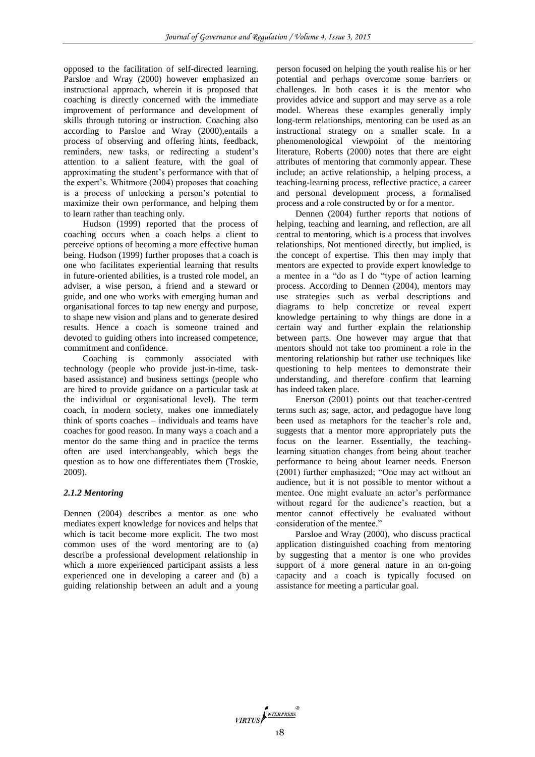opposed to the facilitation of self-directed learning. Parsloe and Wray (2000) however emphasized an instructional approach, wherein it is proposed that coaching is directly concerned with the immediate improvement of performance and development of skills through tutoring or instruction. Coaching also according to Parsloe and Wray (2000),entails a process of observing and offering hints, feedback, reminders, new tasks, or redirecting a student's attention to a salient feature, with the goal of approximating the student's performance with that of the expert's. Whitmore (2004) proposes that coaching is a process of unlocking a person's potential to maximize their own performance, and helping them to learn rather than teaching only.

Hudson (1999) reported that the process of coaching occurs when a coach helps a client to perceive options of becoming a more effective human being. Hudson (1999) further proposes that a coach is one who facilitates experiential learning that results in future-oriented abilities, is a trusted role model, an adviser, a wise person, a friend and a steward or guide, and one who works with emerging human and organisational forces to tap new energy and purpose, to shape new vision and plans and to generate desired results. Hence a coach is someone trained and devoted to guiding others into increased competence, commitment and confidence.

Coaching is commonly associated with technology (people who provide just-in-time, task-based assistance) and business settings (people who are hired to provide guidance on a particular task at the individual or organisational level). The term coach, in modern society, makes one immediately think of sports coaches – individuals and teams have coaches for good reason. In many ways a coach and a mentor do the same thing and in practice the terms often are used interchangeably, which begs the question as to how one differentiates them (Troskie, 2009).

### *2.1.2 Mentoring*

Dennen (2004) describes a mentor as one who mediates expert knowledge for novices and helps that which is tacit become more explicit. The two most common uses of the word mentoring are to (a) describe a professional development relationship in which a more experienced participant assists a less experienced one in developing a career and (b) a guiding relationship between an adult and a young person focused on helping the youth realise his or her potential and perhaps overcome some barriers or challenges. In both cases it is the mentor who provides advice and support and may serve as a role model. Whereas these examples generally imply long-term relationships, mentoring can be used as an instructional strategy on a smaller scale. In a phenomenological viewpoint of the mentoring literature, Roberts (2000) notes that there are eight attributes of mentoring that commonly appear. These include; an active relationship, a helping process, a teaching-learning process, reflective practice, a career and personal development process, a formalised process and a role constructed by or for a mentor.

Dennen (2004) further reports that notions of helping, teaching and learning, and reflection, are all central to mentoring, which is a process that involves relationships. Not mentioned directly, but implied, is the concept of expertise. This then may imply that mentors are expected to provide expert knowledge to a mentee in a "do as I do "type of action learning process. According to Dennen (2004), mentors may use strategies such as verbal descriptions and diagrams to help concretize or reveal expert knowledge pertaining to why things are done in a certain way and further explain the relationship between parts. One however may argue that that mentors should not take too prominent a role in the mentoring relationship but rather use techniques like questioning to help mentees to demonstrate their understanding, and therefore confirm that learning has indeed taken place.

Enerson (2001) points out that teacher-centred terms such as; sage, actor, and pedagogue have long been used as metaphors for the teacher's role and, suggests that a mentor more appropriately puts the focus on the learner. Essentially, the teaching-learning situation changes from being about teacher performance to being about learner needs. Enerson (2001) further emphasized; "One may act without an audience, but it is not possible to mentor without a mentee. One might evaluate an actor's performance without regard for the audience's reaction, but a mentor cannot effectively be evaluated without consideration of the mentee."

Parsloe and Wray (2000), who discuss practical application distinguished coaching from mentoring by suggesting that a mentor is one who provides support of a more general nature in an on-going capacity and a coach is typically focused on assistance for meeting a particular goal.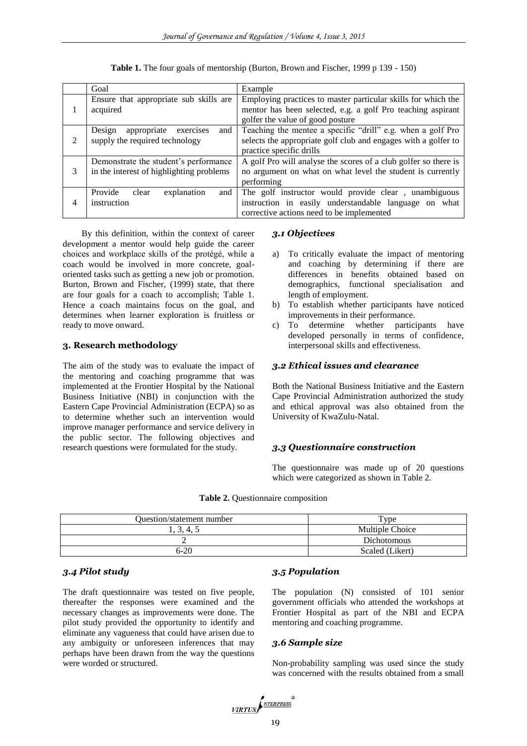**Table 1.** The four goals of mentorship (Burton, Brown and Fischer, 1999 p 139 - 150)

| | Goal | Example |
|---|---|---|
| 1 | Ensure that appropriate sub skills are acquired | Employing practices to master particular skills for which the mentor has been selected, e.g. a golf Pro teaching aspirant golfer the value of good posture |
| 2 | Design appropriate exercises and supply the required technology | Teaching the mentee a specific "drill" e.g. when a golf Pro selects the appropriate golf club and engages with a golfer to practice specific drills |
| 3 | Demonstrate the student's performance in the interest of highlighting problems | A golf Pro will analyse the scores of a club golfer so there is no argument on what on what level the student is currently performing |
| 4 | Provide clear explanation and instruction | The golf instructor would provide clear , unambiguous instruction in easily understandable language on what corrective actions need to be implemented |

By this definition, within the context of career development a mentor would help guide the career choices and workplace skills of the protégé, while a coach would be involved in more concrete, goal-oriented tasks such as getting a new job or promotion. Burton, Brown and Fischer, (1999) state, that there are four goals for a coach to accomplish; Table 1. Hence a coach maintains focus on the goal, and determines when learner exploration is fruitless or ready to move onward.

## 3. Research methodology

The aim of the study was to evaluate the impact of the mentoring and coaching programme that was implemented at the Frontier Hospital by the National Business Initiative (NBI) in conjunction with the Eastern Cape Provincial Administration (ECPA) so as to determine whether such an intervention would improve manager performance and service delivery in the public sector. The following objectives and research questions were formulated for the study.

### 3.1 Objectives

a) To critically evaluate the impact of mentoring and coaching by determining if there are differences in benefits obtained based on demographics, functional specialisation and length of employment.
b) To establish whether participants have noticed improvements in their performance.
c) To determine whether participants have developed personally in terms of confidence, interpersonal skills and effectiveness.

### 3.2 Ethical issues and clearance

Both the National Business Initiative and the Eastern Cape Provincial Administration authorized the study and ethical approval was also obtained from the University of KwaZulu-Natal.

### 3.3 Questionnaire construction

The questionnaire was made up of 20 questions which were categorized as shown in Table 2.

**Table 2.** Questionnaire composition

| Question/statement number | Type |
|---|---|
| 1, 3, 4, 5 | Multiple Choice |
| 2 | Dichotomous |
| 6-20 | Scaled (Likert) |

### 3.4 Pilot study

The draft questionnaire was tested on five people, thereafter the responses were examined and the necessary changes as improvements were done. The pilot study provided the opportunity to identify and eliminate any vagueness that could have arisen due to any ambiguity or unforeseen inferences that may perhaps have been drawn from the way the questions were worded or structured.

### 3.5 Population

The population (N) consisted of 101 senior government officials who attended the workshops at Frontier Hospital as part of the NBI and ECPA mentoring and coaching programme.

### 3.6 Sample size

Non-probability sampling was used since the study was concerned with the results obtained from a small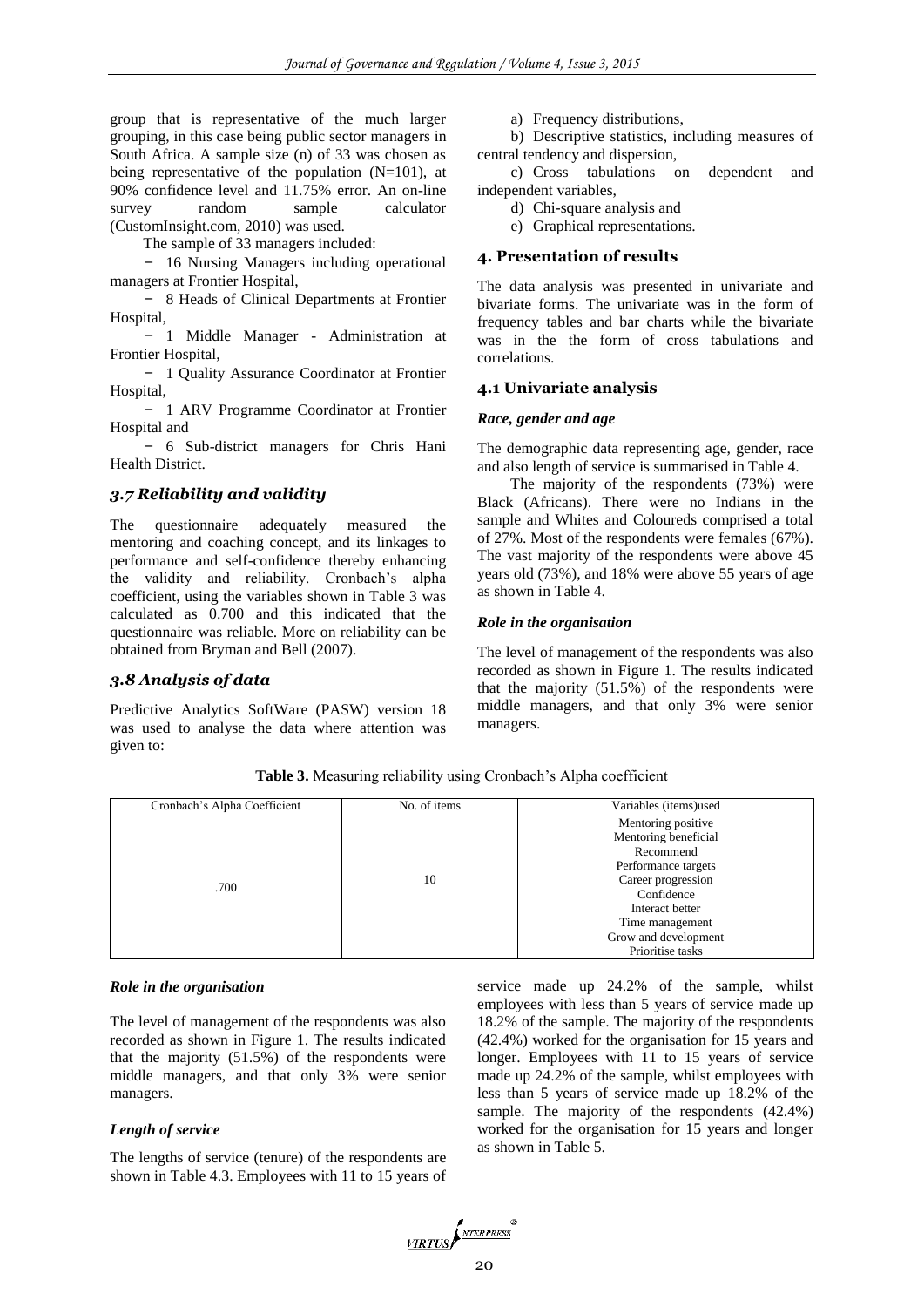group that is representative of the much larger grouping, in this case being public sector managers in South Africa. A sample size (n) of 33 was chosen as being representative of the population (N=101), at 90% confidence level and 11.75% error. An on-line survey random sample calculator (CustomInsight.com, 2010) was used.

The sample of 33 managers included:

- 16 Nursing Managers including operational managers at Frontier Hospital,
- 8 Heads of Clinical Departments at Frontier Hospital,
- 1 Middle Manager - Administration at Frontier Hospital,
- 1 Quality Assurance Coordinator at Frontier Hospital,
- 1 ARV Programme Coordinator at Frontier Hospital and
- 6 Sub-district managers for Chris Hani Health District.

### *3.7 Reliability and validity*

The questionnaire adequately measured the mentoring and coaching concept, and its linkages to performance and self-confidence thereby enhancing the validity and reliability. Cronbach's alpha coefficient, using the variables shown in Table 3 was calculated as 0.700 and this indicated that the questionnaire was reliable. More on reliability can be obtained from Bryman and Bell (2007).

### *3.8 Analysis of data*

Predictive Analytics SoftWare (PASW) version 18 was used to analyse the data where attention was given to:

a) Frequency distributions,

b) Descriptive statistics, including measures of central tendency and dispersion,

c) Cross tabulations on dependent and independent variables,

d) Chi-square analysis and

e) Graphical representations.

## 4. Presentation of results

The data analysis was presented in univariate and bivariate forms. The univariate was in the form of frequency tables and bar charts while the bivariate was in the form of cross tabulations and correlations.

### 4.1 Univariate analysis

***Race, gender and age***

The demographic data representing age, gender, race and also length of service is summarised in Table 4.

The majority of the respondents (73%) were Black (Africans). There were no Indians in the sample and Whites and Coloureds comprised a total of 27%. Most of the respondents were females (67%). The vast majority of the respondents were above 45 years old (73%), and 18% were above 55 years of age as shown in Table 4.

***Role in the organisation***

The level of management of the respondents was also recorded as shown in Figure 1. The results indicated that the majority (51.5%) of the respondents were middle managers, and that only 3% were senior managers.

**Table 3.** Measuring reliability using Cronbach's Alpha coefficient

| Cronbach's Alpha Coefficient | No. of items | Variables (items)used |
|---|---|---|
| .700 | 10 | Mentoring positive<br>Mentoring beneficial<br>Recommend<br>Performance targets<br>Career progression<br>Confidence<br>Interact better<br>Time management<br>Grow and development<br>Prioritise tasks |

***Role in the organisation***

The level of management of the respondents was also recorded as shown in Figure 1. The results indicated that the majority (51.5%) of the respondents were middle managers, and that only 3% were senior managers.

***Length of service***

The lengths of service (tenure) of the respondents are shown in Table 4.3. Employees with 11 to 15 years of service made up 24.2% of the sample, whilst employees with less than 5 years of service made up 18.2% of the sample. The majority of the respondents (42.4%) worked for the organisation for 15 years and longer. Employees with 11 to 15 years of service made up 24.2% of the sample, whilst employees with less than 5 years of service made up 18.2% of the sample. The majority of the respondents (42.4%) worked for the organisation for 15 years and longer as shown in Table 5.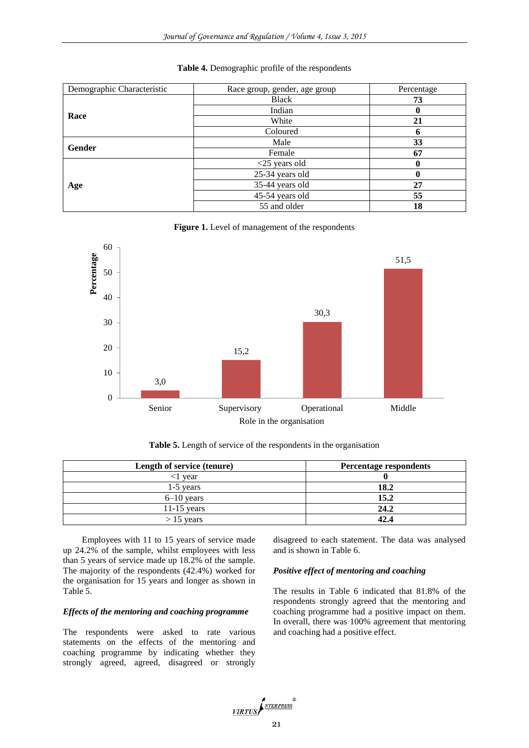**Table 4.** Demographic profile of the respondents

| Demographic Characteristic | Race group, gender, age group | Percentage |
|---|---|---|
| **Race** | Black | **73** |
| | Indian | **0** |
| | White | **21** |
| | Coloured | **6** |
| **Gender** | Male | **33** |
| | Female | **67** |
| **Age** | <25 years old | **0** |
| | 25-34 years old | **0** |
| | 35-44 years old | **27** |
| | 45-54 years old | **55** |
| | 55 and older | **18** |

**Figure 1.** Level of management of the respondents

| Role in the organisation | Percentage |
|---|---|
| Senior | 3,0 |
| Supervisory | 15,2 |
| Operational | 30,3 |
| Middle | 51,5 |

**Table 5.** Length of service of the respondents in the organisation

| Length of service (tenure) | Percentage respondents |
|---|---|
| <1 year | **0** |
| 1-5 years | **18.2** |
| 6–10 years | **15.2** |
| 11-15 years | **24.2** |
| > 15 years | **42.4** |

Employees with 11 to 15 years of service made up 24.2% of the sample, whilst employees with less than 5 years of service made up 18.2% of the sample. The majority of the respondents (42.4%) worked for the organisation for 15 years and longer as shown in Table 5.

### *Effects of the mentoring and coaching programme*

The respondents were asked to rate various statements on the effects of the mentoring and coaching programme by indicating whether they strongly agreed, agreed, disagreed or strongly disagreed to each statement. The data was analysed and is shown in Table 6.

### *Positive effect of mentoring and coaching*

The results in Table 6 indicated that 81.8% of the respondents strongly agreed that the mentoring and coaching programme had a positive impact on them. In overall, there was 100% agreement that mentoring and coaching had a positive effect.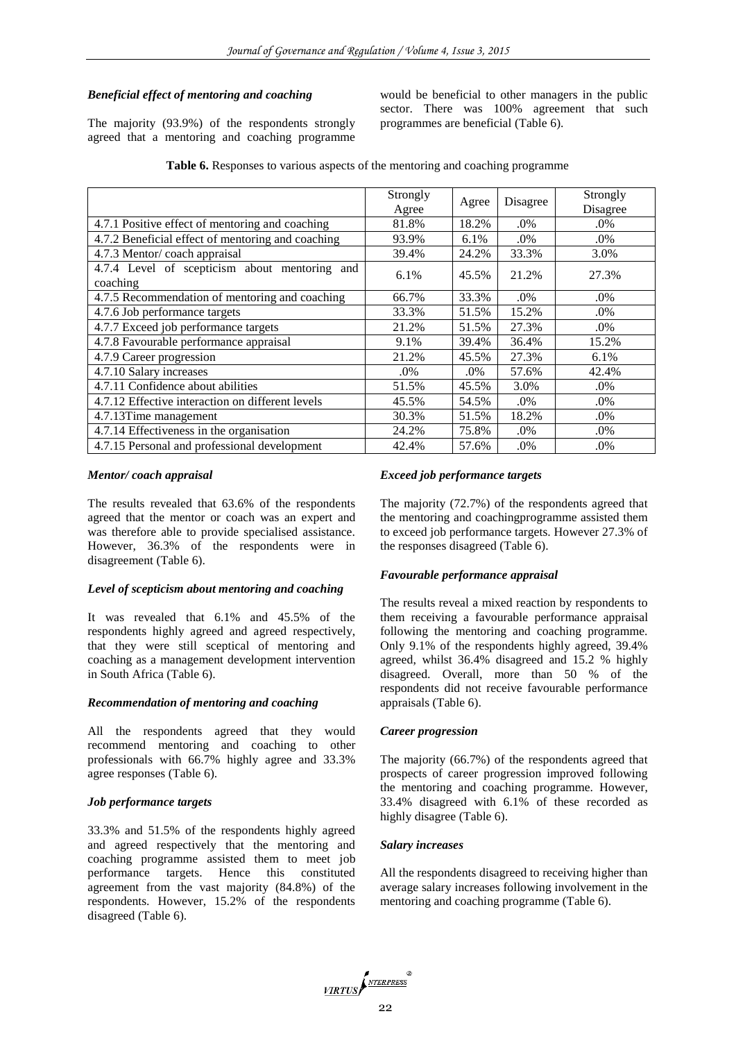### *Beneficial effect of mentoring and coaching*

The majority (93.9%) of the respondents strongly agreed that a mentoring and coaching programme would be beneficial to other managers in the public sector. There was 100% agreement that such programmes are beneficial (Table 6).

**Table 6.** Responses to various aspects of the mentoring and coaching programme

| | Strongly Agree | Agree | Disagree | Strongly Disagree |
|---|---|---|---|---|
| 4.7.1 Positive effect of mentoring and coaching | 81.8% | 18.2% | .0% | .0% |
| 4.7.2 Beneficial effect of mentoring and coaching | 93.9% | 6.1% | .0% | .0% |
| 4.7.3 Mentor/ coach appraisal | 39.4% | 24.2% | 33.3% | 3.0% |
| 4.7.4 Level of scepticism about mentoring and coaching | 6.1% | 45.5% | 21.2% | 27.3% |
| 4.7.5 Recommendation of mentoring and coaching | 66.7% | 33.3% | .0% | .0% |
| 4.7.6 Job performance targets | 33.3% | 51.5% | 15.2% | .0% |
| 4.7.7 Exceed job performance targets | 21.2% | 51.5% | 27.3% | .0% |
| 4.7.8 Favourable performance appraisal | 9.1% | 39.4% | 36.4% | 15.2% |
| 4.7.9 Career progression | 21.2% | 45.5% | 27.3% | 6.1% |
| 4.7.10 Salary increases | .0% | .0% | 57.6% | 42.4% |
| 4.7.11 Confidence about abilities | 51.5% | 45.5% | 3.0% | .0% |
| 4.7.12 Effective interaction on different levels | 45.5% | 54.5% | .0% | .0% |
| 4.7.13Time management | 30.3% | 51.5% | 18.2% | .0% |
| 4.7.14 Effectiveness in the organisation | 24.2% | 75.8% | .0% | .0% |
| 4.7.15 Personal and professional development | 42.4% | 57.6% | .0% | .0% |

### *Mentor/ coach appraisal*

The results revealed that 63.6% of the respondents agreed that the mentor or coach was an expert and was therefore able to provide specialised assistance. However, 36.3% of the respondents were in disagreement (Table 6).

### *Level of scepticism about mentoring and coaching*

It was revealed that 6.1% and 45.5% of the respondents highly agreed and agreed respectively, that they were still sceptical of mentoring and coaching as a management development intervention in South Africa (Table 6).

### *Recommendation of mentoring and coaching*

All the respondents agreed that they would recommend mentoring and coaching to other professionals with 66.7% highly agree and 33.3% agree responses (Table 6).

### *Job performance targets*

33.3% and 51.5% of the respondents highly agreed and agreed respectively that the mentoring and coaching programme assisted them to meet job performance targets. Hence this constituted agreement from the vast majority (84.8%) of the respondents. However, 15.2% of the respondents disagreed (Table 6).

### *Exceed job performance targets*

The majority (72.7%) of the respondents agreed that the mentoring and coachingprogramme assisted them to exceed job performance targets. However 27.3% of the responses disagreed (Table 6).

### *Favourable performance appraisal*

The results reveal a mixed reaction by respondents to them receiving a favourable performance appraisal following the mentoring and coaching programme. Only 9.1% of the respondents highly agreed, 39.4% agreed, whilst 36.4% disagreed and 15.2 % highly disagreed. Overall, more than 50 % of the respondents did not receive favourable performance appraisals (Table 6).

### *Career progression*

The majority (66.7%) of the respondents agreed that prospects of career progression improved following the mentoring and coaching programme. However, 33.4% disagreed with 6.1% of these recorded as highly disagree (Table 6).

### *Salary increases*

All the respondents disagreed to receiving higher than average salary increases following involvement in the mentoring and coaching programme (Table 6).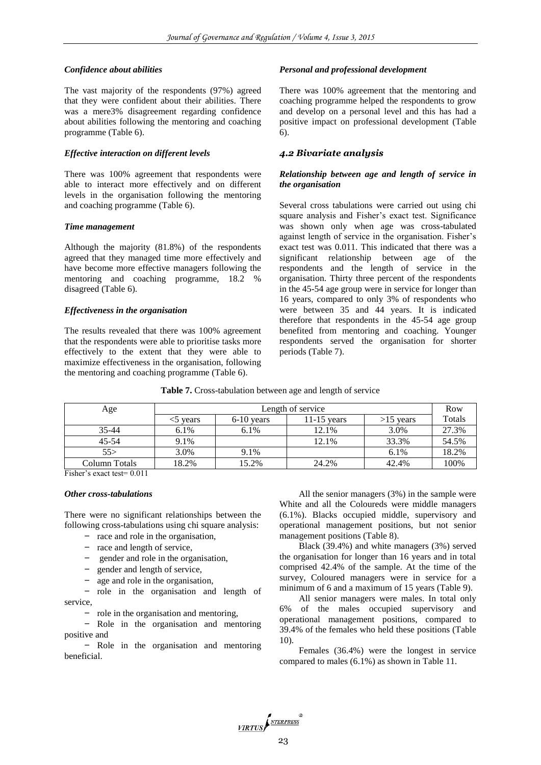*Confidence about abilities*

The vast majority of the respondents (97%) agreed that they were confident about their abilities. There was a mere3% disagreement regarding confidence about abilities following the mentoring and coaching programme (Table 6).

*Effective interaction on different levels*

There was 100% agreement that respondents were able to interact more effectively and on different levels in the organisation following the mentoring and coaching programme (Table 6).

*Time management*

Although the majority (81.8%) of the respondents agreed that they managed time more effectively and have become more effective managers following the mentoring and coaching programme, 18.2 % disagreed (Table 6).

*Effectiveness in the organisation*

The results revealed that there was 100% agreement that the respondents were able to prioritise tasks more effectively to the extent that they were able to maximize effectiveness in the organisation, following the mentoring and coaching programme (Table 6).

*Personal and professional development*

There was 100% agreement that the mentoring and coaching programme helped the respondents to grow and develop on a personal level and this has had a positive impact on professional development (Table 6).

### *4.2 Bivariate analysis*

***Relationship between age and length of service in the organisation***

Several cross tabulations were carried out using chi square analysis and Fisher's exact test. Significance was shown only when age was cross-tabulated against length of service in the organisation. Fisher's exact test was 0.011. This indicated that there was a significant relationship between age of the respondents and the length of service in the organisation. Thirty three percent of the respondents in the 45-54 age group were in service for longer than 16 years, compared to only 3% of respondents who were between 35 and 44 years. It is indicated therefore that respondents in the 45-54 age group benefited from mentoring and coaching. Younger respondents served the organisation for shorter periods (Table 7).

**Table 7.** Cross-tabulation between age and length of service

| Age | Length of service | | | | Row |
|---|---|---|---|---|---|
| | <5 years | 6-10 years | 11-15 years | >15 years | Totals |
| 35-44 | 6.1% | 6.1% | 12.1% | 3.0% | 27.3% |
| 45-54 | 9.1% | | 12.1% | 33.3% | 54.5% |
| 55> | 3.0% | 9.1% | | 6.1% | 18.2% |
| Column Totals | 18.2% | 15.2% | 24.2% | 42.4% | 100% |

Fisher's exact test= 0.011

***Other cross-tabulations***

There were no significant relationships between the following cross-tabulations using chi square analysis:

- race and role in the organisation,
- race and length of service,
- gender and role in the organisation,
- gender and length of service,
- age and role in the organisation,
- role in the organisation and length of service,
- role in the organisation and mentoring,
- Role in the organisation and mentoring positive and
- Role in the organisation and mentoring beneficial.

All the senior managers (3%) in the sample were White and all the Coloureds were middle managers (6.1%). Blacks occupied middle, supervisory and operational management positions, but not senior management positions (Table 8).

Black (39.4%) and white managers (3%) served the organisation for longer than 16 years and in total comprised 42.4% of the sample. At the time of the survey, Coloured managers were in service for a minimum of 6 and a maximum of 15 years (Table 9).

All senior managers were males. In total only 6% of the males occupied supervisory and operational management positions, compared to 39.4% of the females who held these positions (Table 10).

Females (36.4%) were the longest in service compared to males (6.1%) as shown in Table 11.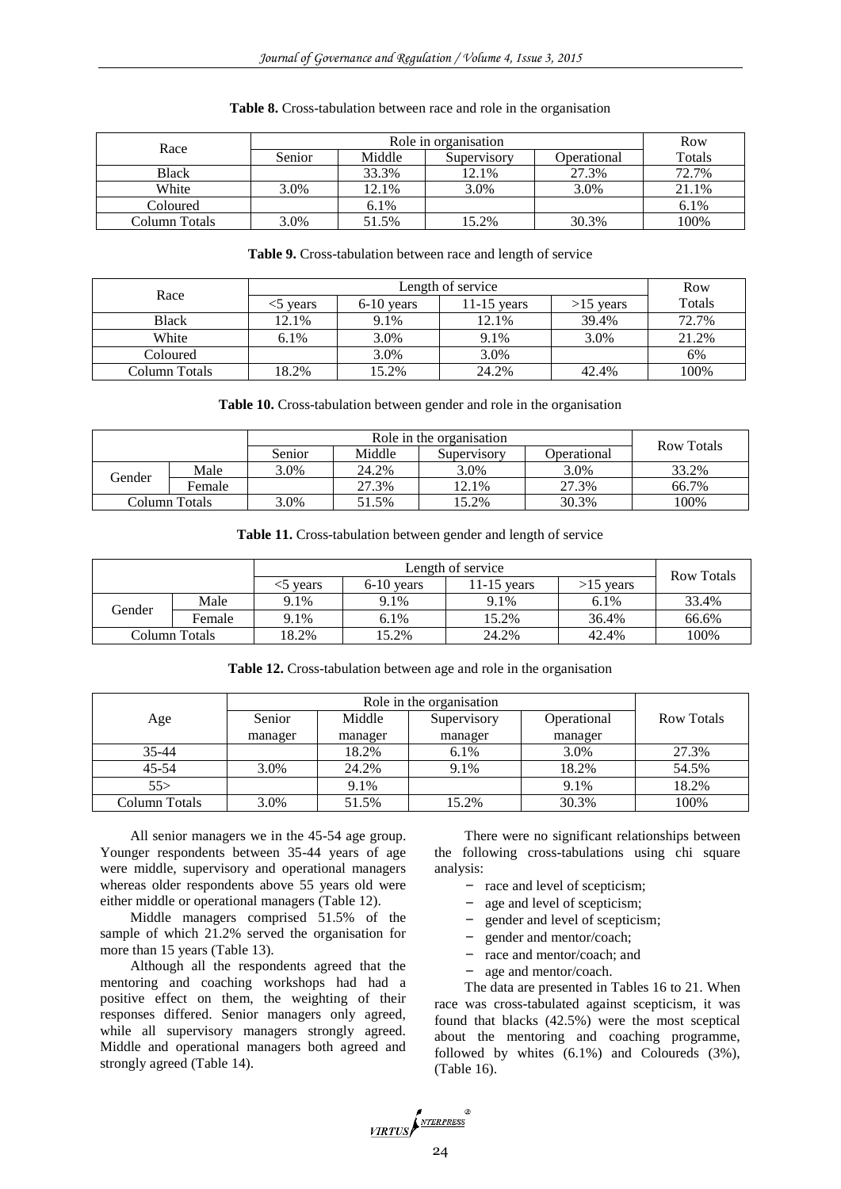**Table 8.** Cross-tabulation between race and role in the organisation

| Race | Role in organisation | | | | Row Totals |
|---|---|---|---|---|---|
| | Senior | Middle | Supervisory | Operational | |
| Black | | 33.3% | 12.1% | 27.3% | 72.7% |
| White | 3.0% | 12.1% | 3.0% | 3.0% | 21.1% |
| Coloured | | 6.1% | | | 6.1% |
| Column Totals | 3.0% | 51.5% | 15.2% | 30.3% | 100% |

**Table 9.** Cross-tabulation between race and length of service

| Race | Length of service | | | | Row Totals |
|---|---|---|---|---|---|
| | <5 years | 6-10 years | 11-15 years | >15 years | |
| Black | 12.1% | 9.1% | 12.1% | 39.4% | 72.7% |
| White | 6.1% | 3.0% | 9.1% | 3.0% | 21.2% |
| Coloured | | 3.0% | 3.0% | | 6% |
| Column Totals | 18.2% | 15.2% | 24.2% | 42.4% | 100% |

**Table 10.** Cross-tabulation between gender and role in the organisation

| | | Role in the organisation | | | | Row Totals |
|---|---|---|---|---|---|---|
| | | Senior | Middle | Supervisory | Operational | |
| Gender | Male | 3.0% | 24.2% | 3.0% | 3.0% | 33.2% |
| | Female | | 27.3% | 12.1% | 27.3% | 66.7% |
| Column Totals | | 3.0% | 51.5% | 15.2% | 30.3% | 100% |

**Table 11.** Cross-tabulation between gender and length of service

| | | Length of service | | | | Row Totals |
|---|---|---|---|---|---|---|
| | | <5 years | 6-10 years | 11-15 years | >15 years | |
| Gender | Male | 9.1% | 9.1% | 9.1% | 6.1% | 33.4% |
| | Female | 9.1% | 6.1% | 15.2% | 36.4% | 66.6% |
| Column Totals | | 18.2% | 15.2% | 24.2% | 42.4% | 100% |

**Table 12.** Cross-tabulation between age and role in the organisation

| Age | Role in the organisation | | | | Row Totals |
|---|---|---|---|---|---|
| | Senior manager | Middle manager | Supervisory manager | Operational manager | |
| 35-44 | | 18.2% | 6.1% | 3.0% | 27.3% |
| 45-54 | 3.0% | 24.2% | 9.1% | 18.2% | 54.5% |
| 55> | | 9.1% | | 9.1% | 18.2% |
| Column Totals | 3.0% | 51.5% | 15.2% | 30.3% | 100% |

All senior managers we in the 45-54 age group. Younger respondents between 35-44 years of age were middle, supervisory and operational managers whereas older respondents above 55 years old were either middle or operational managers (Table 12).

Middle managers comprised 51.5% of the sample of which 21.2% served the organisation for more than 15 years (Table 13).

Although all the respondents agreed that the mentoring and coaching workshops had had a positive effect on them, the weighting of their responses differed. Senior managers only agreed, while all supervisory managers strongly agreed. Middle and operational managers both agreed and strongly agreed (Table 14).

There were no significant relationships between the following cross-tabulations using chi square analysis:

- race and level of scepticism;
- age and level of scepticism;
- gender and level of scepticism;
- gender and mentor/coach;
- race and mentor/coach; and
- age and mentor/coach.

The data are presented in Tables 16 to 21. When race was cross-tabulated against scepticism, it was found that blacks (42.5%) were the most sceptical about the mentoring and coaching programme, followed by whites (6.1%) and Coloureds (3%), (Table 16).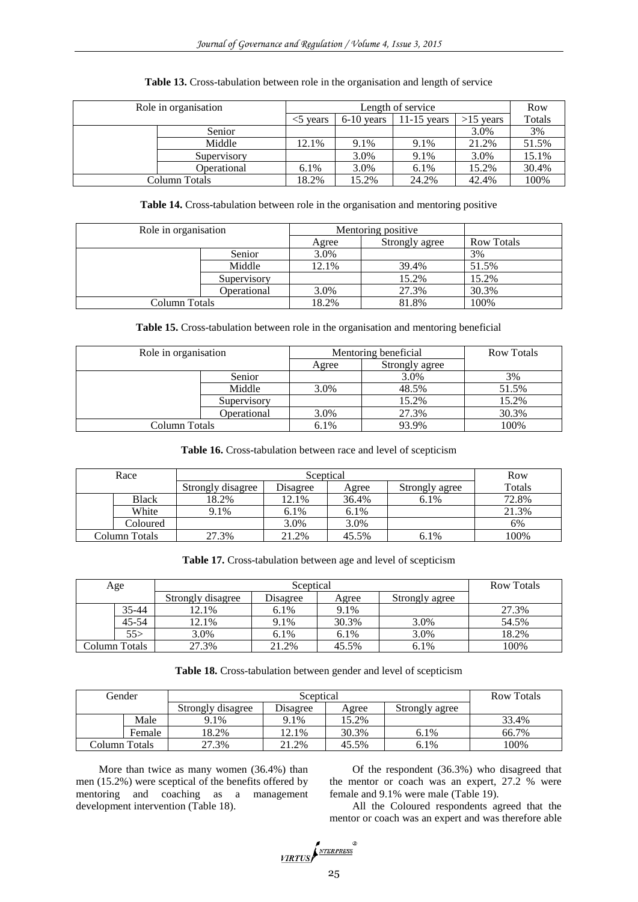**Table 13.** Cross-tabulation between role in the organisation and length of service

| Role in organisation | | Length of service | | | | Row |
|---|---|---|---|---|---|---|
| | | <5 years | 6-10 years | 11-15 years | >15 years | Totals |
| | Senior | | | | 3.0% | 3% |
| | Middle | 12.1% | 9.1% | 9.1% | 21.2% | 51.5% |
| | Supervisory | | 3.0% | 9.1% | 3.0% | 15.1% |
| | Operational | 6.1% | 3.0% | 6.1% | 15.2% | 30.4% |
| Column Totals | | 18.2% | 15.2% | 24.2% | 42.4% | 100% |

**Table 14.** Cross-tabulation between role in the organisation and mentoring positive

| Role in organisation | | Mentoring positive | | |
|---|---|---|---|---|
| | | Agree | Strongly agree | Row Totals |
| | Senior | 3.0% | | 3% |
| | Middle | 12.1% | 39.4% | 51.5% |
| | Supervisory | | 15.2% | 15.2% |
| | Operational | 3.0% | 27.3% | 30.3% |
| Column Totals | | 18.2% | 81.8% | 100% |

**Table 15.** Cross-tabulation between role in the organisation and mentoring beneficial

| Role in organisation | | Mentoring beneficial | | Row Totals |
|---|---|---|---|---|
| | | Agree | Strongly agree | |
| | Senior | | 3.0% | 3% |
| | Middle | 3.0% | 48.5% | 51.5% |
| | Supervisory | | 15.2% | 15.2% |
| | Operational | 3.0% | 27.3% | 30.3% |
| Column Totals | | 6.1% | 93.9% | 100% |

**Table 16.** Cross-tabulation between race and level of scepticism

| Race | | Sceptical | | | | Row |
|---|---|---|---|---|---|---|
| | | Strongly disagree | Disagree | Agree | Strongly agree | Totals |
| | Black | 18.2% | 12.1% | 36.4% | 6.1% | 72.8% |
| | White | 9.1% | 6.1% | 6.1% | | 21.3% |
| | Coloured | | 3.0% | 3.0% | | 6% |
| Column Totals | | 27.3% | 21.2% | 45.5% | 6.1% | 100% |

**Table 17.** Cross-tabulation between age and level of scepticism

| Age | | Sceptical | | | | Row Totals |
|---|---|---|---|---|---|---|
| | | Strongly disagree | Disagree | Agree | Strongly agree | |
| | 35-44 | 12.1% | 6.1% | 9.1% | | 27.3% |
| | 45-54 | 12.1% | 9.1% | 30.3% | 3.0% | 54.5% |
| | 55> | 3.0% | 6.1% | 6.1% | 3.0% | 18.2% |
| Column Totals | | 27.3% | 21.2% | 45.5% | 6.1% | 100% |

**Table 18.** Cross-tabulation between gender and level of scepticism

| Gender | | Sceptical | | | | Row Totals |
|---|---|---|---|---|---|---|
| | | Strongly disagree | Disagree | Agree | Strongly agree | |
| | Male | 9.1% | 9.1% | 15.2% | | 33.4% |
| | Female | 18.2% | 12.1% | 30.3% | 6.1% | 66.7% |
| Column Totals | | 27.3% | 21.2% | 45.5% | 6.1% | 100% |

More than twice as many women (36.4%) than men (15.2%) were sceptical of the benefits offered by mentoring and coaching as a management development intervention (Table 18).

Of the respondent (36.3%) who disagreed that the mentor or coach was an expert, 27.2 % were female and 9.1% were male (Table 19).

All the Coloured respondents agreed that the mentor or coach was an expert and was therefore able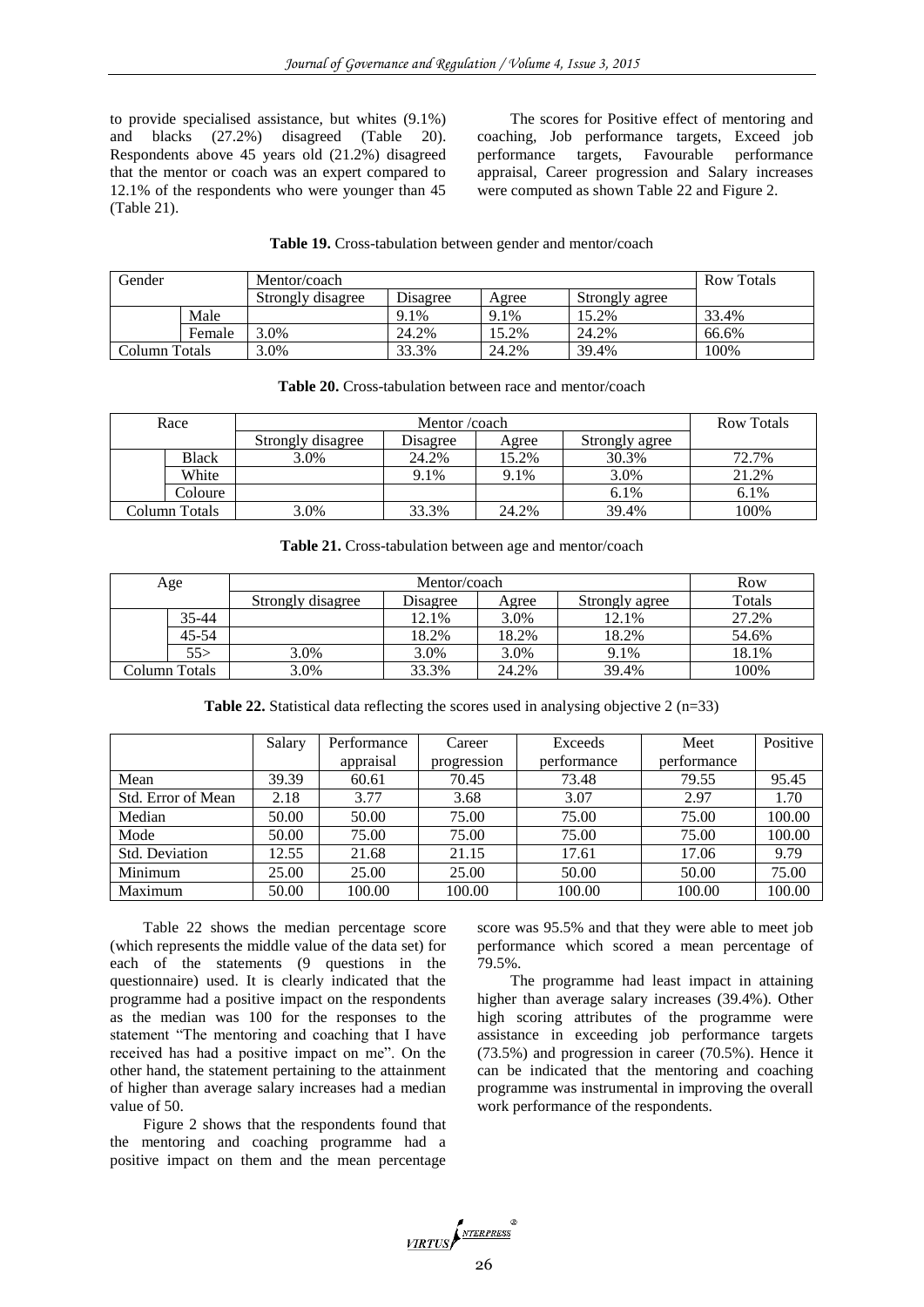to provide specialised assistance, but whites (9.1%) and blacks (27.2%) disagreed (Table 20). Respondents above 45 years old (21.2%) disagreed that the mentor or coach was an expert compared to 12.1% of the respondents who were younger than 45 (Table 21).

The scores for Positive effect of mentoring and coaching, Job performance targets, Exceed job performance targets, Favourable performance appraisal, Career progression and Salary increases were computed as shown Table 22 and Figure 2.

**Table 19.** Cross-tabulation between gender and mentor/coach

| Gender | | Mentor/coach | | | | Row Totals |
|---|---|---|---|---|---|---|
| | | Strongly disagree | Disagree | Agree | Strongly agree | |
| | Male | | 9.1% | 9.1% | 15.2% | 33.4% |
| | Female | 3.0% | 24.2% | 15.2% | 24.2% | 66.6% |
| Column Totals | | 3.0% | 33.3% | 24.2% | 39.4% | 100% |

**Table 20.** Cross-tabulation between race and mentor/coach

| Race | | Mentor /coach | | | | Row Totals |
|---|---|---|---|---|---|---|
| | | Strongly disagree | Disagree | Agree | Strongly agree | |
| | Black | 3.0% | 24.2% | 15.2% | 30.3% | 72.7% |
| | White | | 9.1% | 9.1% | 3.0% | 21.2% |
| | Coloure | | | | 6.1% | 6.1% |
| Column Totals | | 3.0% | 33.3% | 24.2% | 39.4% | 100% |

**Table 21.** Cross-tabulation between age and mentor/coach

| Age | | Mentor/coach | | | | Row Totals |
|---|---|---|---|---|---|---|
| | | Strongly disagree | Disagree | Agree | Strongly agree | |
| | 35-44 | | 12.1% | 3.0% | 12.1% | 27.2% |
| | 45-54 | | 18.2% | 18.2% | 18.2% | 54.6% |
| | 55> | 3.0% | 3.0% | 3.0% | 9.1% | 18.1% |
| Column Totals | | 3.0% | 33.3% | 24.2% | 39.4% | 100% |

**Table 22.** Statistical data reflecting the scores used in analysing objective 2 (n=33)

| | Salary | Performance appraisal | Career progression | Exceeds performance | Meet performance | Positive |
|---|---|---|---|---|---|---|
| Mean | 39.39 | 60.61 | 70.45 | 73.48 | 79.55 | 95.45 |
| Std. Error of Mean | 2.18 | 3.77 | 3.68 | 3.07 | 2.97 | 1.70 |
| Median | 50.00 | 50.00 | 75.00 | 75.00 | 75.00 | 100.00 |
| Mode | 50.00 | 75.00 | 75.00 | 75.00 | 75.00 | 100.00 |
| Std. Deviation | 12.55 | 21.68 | 21.15 | 17.61 | 17.06 | 9.79 |
| Minimum | 25.00 | 25.00 | 25.00 | 50.00 | 50.00 | 75.00 |
| Maximum | 50.00 | 100.00 | 100.00 | 100.00 | 100.00 | 100.00 |

Table 22 shows the median percentage score (which represents the middle value of the data set) for each of the statements (9 questions in the questionnaire) used. It is clearly indicated that the programme had a positive impact on the respondents as the median was 100 for the responses to the statement "The mentoring and coaching that I have received has had a positive impact on me". On the other hand, the statement pertaining to the attainment of higher than average salary increases had a median value of 50.

Figure 2 shows that the respondents found that the mentoring and coaching programme had a positive impact on them and the mean percentage score was 95.5% and that they were able to meet job performance which scored a mean percentage of 79.5%.

The programme had least impact in attaining higher than average salary increases (39.4%). Other high scoring attributes of the programme were assistance in exceeding job performance targets (73.5%) and progression in career (70.5%). Hence it can be indicated that the mentoring and coaching programme was instrumental in improving the overall work performance of the respondents.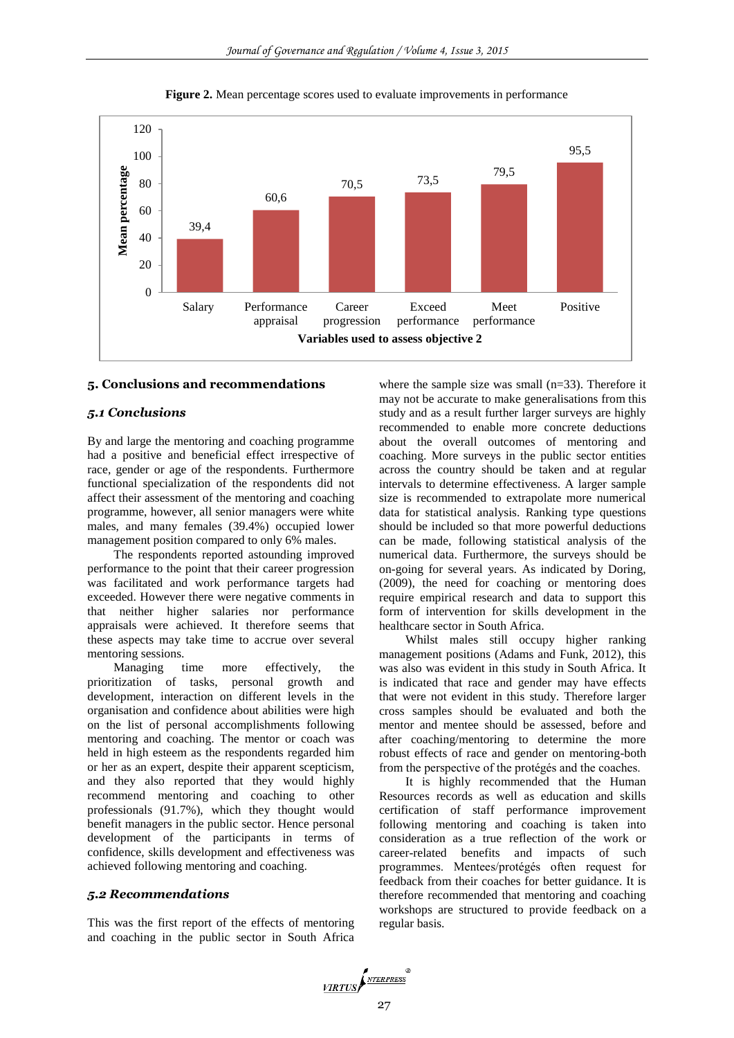**Figure 2.** Mean percentage scores used to evaluate improvements in performance

| Variables used to assess objective 2 | Mean percentage |
|---|---|
| Salary | 39,4 |
| Performance appraisal | 60,6 |
| Career progression | 70,5 |
| Exceed performance | 73,5 |
| Meet performance | 79,5 |
| Positive | 95,5 |

## 5. Conclusions and recommendations

### 5.1 Conclusions

By and large the mentoring and coaching programme had a positive and beneficial effect irrespective of race, gender or age of the respondents. Furthermore functional specialization of the respondents did not affect their assessment of the mentoring and coaching programme, however, all senior managers were white males, and many females (39.4%) occupied lower management position compared to only 6% males.

The respondents reported astounding improved performance to the point that their career progression was facilitated and work performance targets had exceeded. However there were negative comments in that neither higher salaries nor performance appraisals were achieved. It therefore seems that these aspects may take time to accrue over several mentoring sessions.

Managing time more effectively, the prioritization of tasks, personal growth and development, interaction on different levels in the organisation and confidence about abilities were high on the list of personal accomplishments following mentoring and coaching. The mentor or coach was held in high esteem as the respondents regarded him or her as an expert, despite their apparent scepticism, and they also reported that they would highly recommend mentoring and coaching to other professionals (91.7%), which they thought would benefit managers in the public sector. Hence personal development of the participants in terms of confidence, skills development and effectiveness was achieved following mentoring and coaching.

### 5.2 Recommendations

This was the first report of the effects of mentoring and coaching in the public sector in South Africa where the sample size was small (n=33). Therefore it may not be accurate to make generalisations from this study and as a result further larger surveys are highly recommended to enable more concrete deductions about the overall outcomes of mentoring and coaching. More surveys in the public sector entities across the country should be taken and at regular intervals to determine effectiveness. A larger sample size is recommended to extrapolate more numerical data for statistical analysis. Ranking type questions should be included so that more powerful deductions can be made, following statistical analysis of the numerical data. Furthermore, the surveys should be on-going for several years. As indicated by Doring, (2009), the need for coaching or mentoring does require empirical research and data to support this form of intervention for skills development in the healthcare sector in South Africa.

Whilst males still occupy higher ranking management positions (Adams and Funk, 2012), this was also was evident in this study in South Africa. It is indicated that race and gender may have effects that were not evident in this study. Therefore larger cross samples should be evaluated and both the mentor and mentee should be assessed, before and after coaching/mentoring to determine the more robust effects of race and gender on mentoring-both from the perspective of the protégés and the coaches.

It is highly recommended that the Human Resources records as well as education and skills certification of staff performance improvement following mentoring and coaching is taken into consideration as a true reflection of the work or career-related benefits and impacts of such programmes. Mentees/protégés often request for feedback from their coaches for better guidance. It is therefore recommended that mentoring and coaching workshops are structured to provide feedback on a regular basis.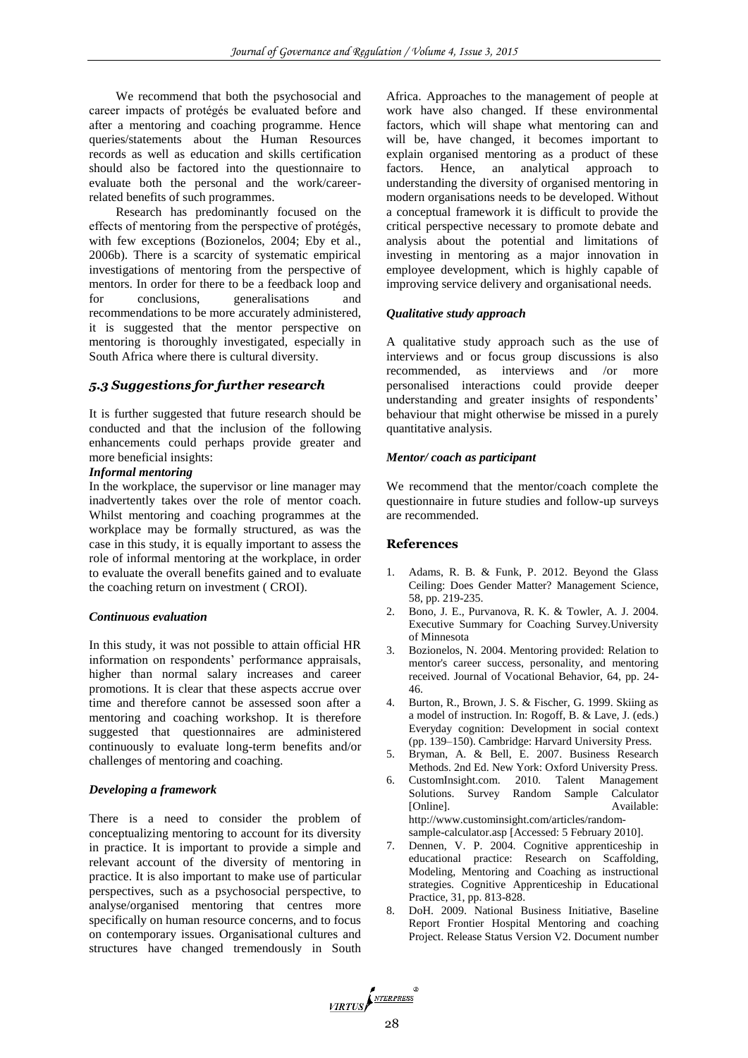We recommend that both the psychosocial and career impacts of protégés be evaluated before and after a mentoring and coaching programme. Hence queries/statements about the Human Resources records as well as education and skills certification should also be factored into the questionnaire to evaluate both the personal and the work/career-related benefits of such programmes.

Research has predominantly focused on the effects of mentoring from the perspective of protégés, with few exceptions (Bozionelos, 2004; Eby et al., 2006b). There is a scarcity of systematic empirical investigations of mentoring from the perspective of mentors. In order for there to be a feedback loop and for conclusions, generalisations and recommendations to be more accurately administered, it is suggested that the mentor perspective on mentoring is thoroughly investigated, especially in South Africa where there is cultural diversity.

## 5.3 Suggestions for further research

It is further suggested that future research should be conducted and that the inclusion of the following enhancements could perhaps provide greater and more beneficial insights:

***Informal mentoring***

In the workplace, the supervisor or line manager may inadvertently takes over the role of mentor coach. Whilst mentoring and coaching programmes at the workplace may be formally structured, as was the case in this study, it is equally important to assess the role of informal mentoring at the workplace, in order to evaluate the overall benefits gained and to evaluate the coaching return on investment ( CROI).

***Continuous evaluation***

In this study, it was not possible to attain official HR information on respondents' performance appraisals, higher than normal salary increases and career promotions. It is clear that these aspects accrue over time and therefore cannot be assessed soon after a mentoring and coaching workshop. It is therefore suggested that questionnaires are administered continuously to evaluate long-term benefits and/or challenges of mentoring and coaching.

***Developing a framework***

There is a need to consider the problem of conceptualizing mentoring to account for its diversity in practice. It is important to provide a simple and relevant account of the diversity of mentoring in practice. It is also important to make use of particular perspectives, such as a psychosocial perspective, to analyse/organised mentoring that centres more specifically on human resource concerns, and to focus on contemporary issues. Organisational cultures and structures have changed tremendously in South Africa. Approaches to the management of people at work have also changed. If these environmental factors, which will shape what mentoring can and will be, have changed, it becomes important to explain organised mentoring as a product of these factors. Hence, an analytical approach to understanding the diversity of organised mentoring in modern organisations needs to be developed. Without a conceptual framework it is difficult to provide the critical perspective necessary to promote debate and analysis about the potential and limitations of investing in mentoring as a major innovation in employee development, which is highly capable of improving service delivery and organisational needs.

***Qualitative study approach***

A qualitative study approach such as the use of interviews and or focus group discussions is also recommended, as interviews and /or more personalised interactions could provide deeper understanding and greater insights of respondents' behaviour that might otherwise be missed in a purely quantitative analysis.

***Mentor/ coach as participant***

We recommend that the mentor/coach complete the questionnaire in future studies and follow-up surveys are recommended.

## References

1. Adams, R. B. & Funk, P. 2012. Beyond the Glass Ceiling: Does Gender Matter? Management Science, 58, pp. 219-235.
2. Bono, J. E., Purvanova, R. K. & Towler, A. J. 2004. Executive Summary for Coaching Survey.University of Minnesota
3. Bozionelos, N. 2004. Mentoring provided: Relation to mentor's career success, personality, and mentoring received. Journal of Vocational Behavior, 64, pp. 24-46.
4. Burton, R., Brown, J. S. & Fischer, G. 1999. Skiing as a model of instruction. In: Rogoff, B. & Lave, J. (eds.) Everyday cognition: Development in social context (pp. 139–150). Cambridge: Harvard University Press.
5. Bryman, A. & Bell, E. 2007. Business Research Methods. 2nd Ed. New York: Oxford University Press.
6. CustomInsight.com. 2010. Talent Management Solutions. Survey Random Sample Calculator [Online]. Available: http://www.custominsight.com/articles/random-sample-calculator.asp [Accessed: 5 February 2010].
7. Dennen, V. P. 2004. Cognitive apprenticeship in educational practice: Research on Scaffolding, Modeling, Mentoring and Coaching as instructional strategies. Cognitive Apprenticeship in Educational Practice, 31, pp. 813-828.
8. DoH. 2009. National Business Initiative, Baseline Report Frontier Hospital Mentoring and coaching Project. Release Status Version V2. Document number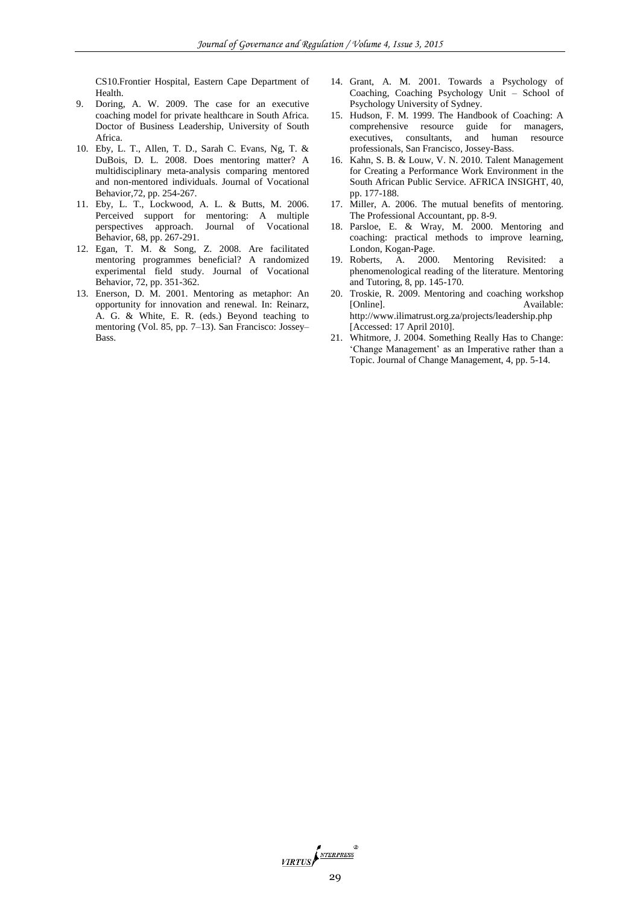CS10.Frontier Hospital, Eastern Cape Department of Health.

9. Doring, A. W. 2009. The case for an executive coaching model for private healthcare in South Africa. Doctor of Business Leadership, University of South Africa.
10. Eby, L. T., Allen, T. D., Sarah C. Evans, Ng, T. & DuBois, D. L. 2008. Does mentoring matter? A multidisciplinary meta-analysis comparing mentored and non-mentored individuals. Journal of Vocational Behavior,72, pp. 254-267.
11. Eby, L. T., Lockwood, A. L. & Butts, M. 2006. Perceived support for mentoring: A multiple perspectives approach. Journal of Vocational Behavior, 68, pp. 267-291.
12. Egan, T. M. & Song, Z. 2008. Are facilitated mentoring programmes beneficial? A randomized experimental field study. Journal of Vocational Behavior, 72, pp. 351-362.
13. Enerson, D. M. 2001. Mentoring as metaphor: An opportunity for innovation and renewal. In: Reinarz, A. G. & White, E. R. (eds.) Beyond teaching to mentoring (Vol. 85, pp. 7–13). San Francisco: Jossey–Bass.
14. Grant, A. M. 2001. Towards a Psychology of Coaching, Coaching Psychology Unit – School of Psychology University of Sydney.
15. Hudson, F. M. 1999. The Handbook of Coaching: A comprehensive resource guide for managers, executives, consultants, and human resource professionals, San Francisco, Jossey-Bass.
16. Kahn, S. B. & Louw, V. N. 2010. Talent Management for Creating a Performance Work Environment in the South African Public Service. AFRICA INSIGHT, 40, pp. 177-188.
17. Miller, A. 2006. The mutual benefits of mentoring. The Professional Accountant, pp. 8-9.
18. Parsloe, E. & Wray, M. 2000. Mentoring and coaching: practical methods to improve learning, London, Kogan-Page.
19. Roberts, A. 2000. Mentoring Revisited: a phenomenological reading of the literature. Mentoring and Tutoring, 8, pp. 145-170.
20. Troskie, R. 2009. Mentoring and coaching workshop [Online]. Available: http://www.ilimatrust.org.za/projects/leadership.php [Accessed: 17 April 2010].
21. Whitmore, J. 2004. Something Really Has to Change: 'Change Management' as an Imperative rather than a Topic. Journal of Change Management, 4, pp. 5-14.